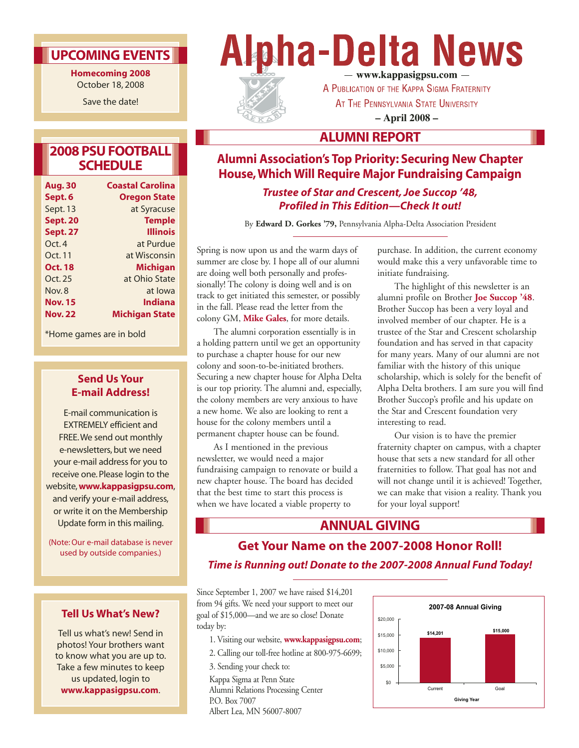# Alpha-Delta News

— www.kappasigpsu.com —

A Publication of the Kappa Sigma Fraternity
At The Pennsylvania State University

– April 2008 –

## ALUMNI REPORT

### Alumni Association's Top Priority: Securing New Chapter House, Which Will Require Major Fundraising Campaign

***Trustee of Star and Crescent, Joe Succop '48, Profiled in This Edition—Check It out!***

By **Edward D. Gorkes '79,** Pennsylvania Alpha-Delta Association President

Spring is now upon us and the warm days of summer are close by. I hope all of our alumni are doing well both personally and professionally! The colony is doing well and is on track to get initiated this semester, or possibly in the fall. Please read the letter from the colony GM, **Mike Gales**, for more details.

The alumni corporation essentially is in a holding pattern until we get an opportunity to purchase a chapter house for our new colony and soon-to-be-initiated brothers. Securing a new chapter house for Alpha Delta is our top priority. The alumni and, especially, the colony members are very anxious to have a new home. We also are looking to rent a house for the colony members until a permanent chapter house can be found.

As I mentioned in the previous newsletter, we would need a major fundraising campaign to renovate or build a new chapter house. The board has decided that the best time to start this process is when we have located a viable property to purchase. In addition, the current economy would make this a very unfavorable time to initiate fundraising.

The highlight of this newsletter is an alumni profile on Brother **Joe Succop '48**. Brother Succop has been a very loyal and involved member of our chapter. He is a trustee of the Star and Crescent scholarship foundation and has served in that capacity for many years. Many of our alumni are not familiar with the history of this unique scholarship, which is solely for the benefit of Alpha Delta brothers. I am sure you will find Brother Succop's profile and his update on the Star and Crescent foundation very interesting to read.

Our vision is to have the premier fraternity chapter on campus, with a chapter house that sets a new standard for all other fraternities to follow. That goal has not and will not change until it is achieved! Together, we can make that vision a reality. Thank you for your loyal support!

## ANNUAL GIVING

### Get Your Name on the 2007-2008 Honor Roll!

***Time is Running out! Donate to the 2007-2008 Annual Fund Today!***

Since September 1, 2007 we have raised $14,201 from 94 gifts. We need your support to meet our goal of $15,000—and we are so close! Donate today by:

1. Visiting our website, **www.kappasigpsu.com**;
2. Calling our toll-free hotline at 800-975-6699;
3. Sending your check to:

Kappa Sigma at Penn State
Alumni Relations Processing Center
P.O. Box 7007
Albert Lea, MN 56007-8007

**2007-08 Annual Giving**

| Giving Year | Amount |
|---|---|
| Current | $14,201 |
| Goal | $15,000 |

## UPCOMING EVENTS

**Homecoming 2008**
October 18, 2008

Save the date!

## 2008 PSU FOOTBALL SCHEDULE

| Date | Opponent |
|---|---|
| **Aug. 30** | **Coastal Carolina** |
| **Sept. 6** | **Oregon State** |
| Sept. 13 | at Syracuse |
| **Sept. 20** | **Temple** |
| **Sept. 27** | **Illinois** |
| Oct. 4 | at Purdue |
| Oct. 11 | at Wisconsin |
| **Oct. 18** | **Michigan** |
| Oct. 25 | at Ohio State |
| Nov. 8 | at Iowa |
| **Nov. 15** | **Indiana** |
| **Nov. 22** | **Michigan State** |

*Home games are in bold

### Send Us Your E-mail Address!

E-mail communication is EXTREMELY efficient and FREE. We send out monthly e-newsletters, but we need your e-mail address for you to receive one. Please login to the website, **www.kappasigpsu.com**, and verify your e-mail address, or write it on the Membership Update form in this mailing.

(Note: Our e-mail database is never used by outside companies.)

### Tell Us What's New?

Tell us what's new! Send in photos! Your brothers want to know what you are up to. Take a few minutes to keep us updated, login to **www.kappasigpsu.com**.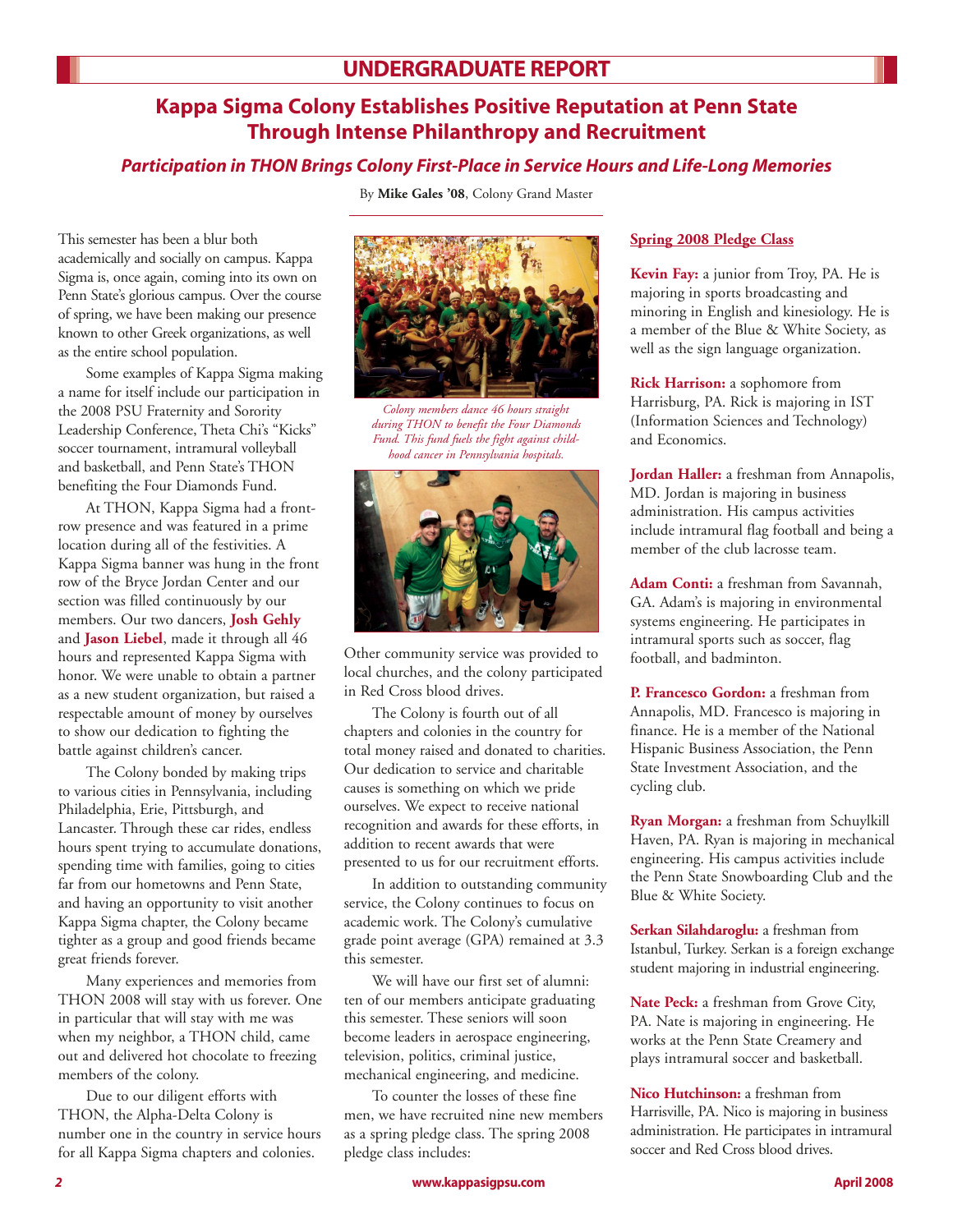# UNDERGRADUATE REPORT

## Kappa Sigma Colony Establishes Positive Reputation at Penn State Through Intense Philanthropy and Recruitment

### *Participation in THON Brings Colony First-Place in Service Hours and Life-Long Memories*

By **Mike Gales '08**, Colony Grand Master

This semester has been a blur both academically and socially on campus. Kappa Sigma is, once again, coming into its own on Penn State's glorious campus. Over the course of spring, we have been making our presence known to other Greek organizations, as well as the entire school population.

Some examples of Kappa Sigma making a name for itself include our participation in the 2008 PSU Fraternity and Sorority Leadership Conference, Theta Chi's "Kicks" soccer tournament, intramural volleyball and basketball, and Penn State's THON benefiting the Four Diamonds Fund.

At THON, Kappa Sigma had a front-row presence and was featured in a prime location during all of the festivities. A Kappa Sigma banner was hung in the front row of the Bryce Jordan Center and our section was filled continuously by our members. Our two dancers, **Josh Gehly** and **Jason Liebel**, made it through all 46 hours and represented Kappa Sigma with honor. We were unable to obtain a partner as a new student organization, but raised a respectable amount of money by ourselves to show our dedication to fighting the battle against children's cancer.

The Colony bonded by making trips to various cities in Pennsylvania, including Philadelphia, Erie, Pittsburgh, and Lancaster. Through these car rides, endless hours spent trying to accumulate donations, spending time with families, going to cities far from our hometowns and Penn State, and having an opportunity to visit another Kappa Sigma chapter, the Colony became tighter as a group and good friends became great friends forever.

Many experiences and memories from THON 2008 will stay with us forever. One in particular that will stay with me was when my neighbor, a THON child, came out and delivered hot chocolate to freezing members of the colony.

Due to our diligent efforts with THON, the Alpha-Delta Colony is number one in the country in service hours for all Kappa Sigma chapters and colonies.

*Colony members dance 46 hours straight during THON to benefit the Four Diamonds Fund. This fund fuels the fight against childhood cancer in Pennsylvania hospitals.*

Other community service was provided to local churches, and the colony participated in Red Cross blood drives.

The Colony is fourth out of all chapters and colonies in the country for total money raised and donated to charities. Our dedication to service and charitable causes is something on which we pride ourselves. We expect to receive national recognition and awards for these efforts, in addition to recent awards that were presented to us for our recruitment efforts.

In addition to outstanding community service, the Colony continues to focus on academic work. The Colony's cumulative grade point average (GPA) remained at 3.3 this semester.

We will have our first set of alumni: ten of our members anticipate graduating this semester. These seniors will soon become leaders in aerospace engineering, television, politics, criminal justice, mechanical engineering, and medicine.

To counter the losses of these fine men, we have recruited nine new members as a spring pledge class. The spring 2008 pledge class includes:

### Spring 2008 Pledge Class

**Kevin Fay:** a junior from Troy, PA. He is majoring in sports broadcasting and minoring in English and kinesiology. He is a member of the Blue & White Society, as well as the sign language organization.

**Rick Harrison:** a sophomore from Harrisburg, PA. Rick is majoring in IST (Information Sciences and Technology) and Economics.

**Jordan Haller:** a freshman from Annapolis, MD. Jordan is majoring in business administration. His campus activities include intramural flag football and being a member of the club lacrosse team.

**Adam Conti:** a freshman from Savannah, GA. Adam's is majoring in environmental systems engineering. He participates in intramural sports such as soccer, flag football, and badminton.

**P. Francesco Gordon:** a freshman from Annapolis, MD. Francesco is majoring in finance. He is a member of the National Hispanic Business Association, the Penn State Investment Association, and the cycling club.

**Ryan Morgan:** a freshman from Schuylkill Haven, PA. Ryan is majoring in mechanical engineering. His campus activities include the Penn State Snowboarding Club and the Blue & White Society.

**Serkan Silahdaroglu:** a freshman from Istanbul, Turkey. Serkan is a foreign exchange student majoring in industrial engineering.

**Nate Peck:** a freshman from Grove City, PA. Nate is majoring in engineering. He works at the Penn State Creamery and plays intramural soccer and basketball.

**Nico Hutchinson:** a freshman from Harrisville, PA. Nico is majoring in business administration. He participates in intramural soccer and Red Cross blood drives.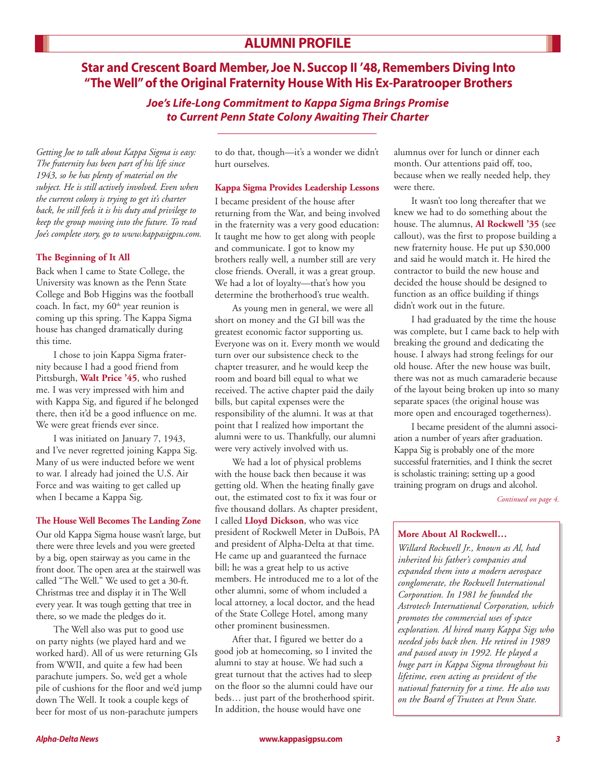## ALUMNI PROFILE

# Star and Crescent Board Member, Joe N. Succop II '48, Remembers Diving Into "The Well" of the Original Fraternity House With His Ex-Paratrooper Brothers

### *Joe's Life-Long Commitment to Kappa Sigma Brings Promise to Current Penn State Colony Awaiting Their Charter*

*Getting Joe to talk about Kappa Sigma is easy: The fraternity has been part of his life since 1943, so he has plenty of material on the subject. He is still actively involved. Even when the current colony is trying to get it's charter back, he still feels it is his duty and privilege to keep the group moving into the future. To read Joe's complete story, go to www.kappasigpsu.com.*

#### The Beginning of It All

Back when I came to State College, the University was known as the Penn State College and Bob Higgins was the football coach. In fact, my 60th year reunion is coming up this spring. The Kappa Sigma house has changed dramatically during this time.

I chose to join Kappa Sigma fraternity because I had a good friend from Pittsburgh, **Walt Price '45**, who rushed me. I was very impressed with him and with Kappa Sig, and figured if he belonged there, then it'd be a good influence on me. We were great friends ever since.

I was initiated on January 7, 1943, and I've never regretted joining Kappa Sig. Many of us were inducted before we went to war. I already had joined the U.S. Air Force and was waiting to get called up when I became a Kappa Sig.

#### The House Well Becomes The Landing Zone

Our old Kappa Sigma house wasn't large, but there were three levels and you were greeted by a big, open stairway as you came in the front door. The open area at the stairwell was called "The Well." We used to get a 30-ft. Christmas tree and display it in The Well every year. It was tough getting that tree in there, so we made the pledges do it.

The Well also was put to good use on party nights (we played hard and we worked hard). All of us were returning GIs from WWII, and quite a few had been parachute jumpers. So, we'd get a whole pile of cushions for the floor and we'd jump down The Well. It took a couple kegs of beer for most of us non-parachute jumpers to do that, though—it's a wonder we didn't hurt ourselves.

#### Kappa Sigma Provides Leadership Lessons

I became president of the house after returning from the War, and being involved in the fraternity was a very good education: It taught me how to get along with people and communicate. I got to know my brothers really well, a number still are very close friends. Overall, it was a great group. We had a lot of loyalty—that's how you determine the brotherhood's true wealth.

As young men in general, we were all short on money and the GI bill was the greatest economic factor supporting us. Everyone was on it. Every month we would turn over our subsistence check to the chapter treasurer, and he would keep the room and board bill equal to what we received. The active chapter paid the daily bills, but capital expenses were the responsibility of the alumni. It was at that point that I realized how important the alumni were to us. Thankfully, our alumni were very actively involved with us.

We had a lot of physical problems with the house back then because it was getting old. When the heating finally gave out, the estimated cost to fix it was four or five thousand dollars. As chapter president, I called **Lloyd Dickson**, who was vice president of Rockwell Meter in DuBois, PA and president of Alpha-Delta at that time. He came up and guaranteed the furnace bill; he was a great help to us active members. He introduced me to a lot of the other alumni, some of whom included a local attorney, a local doctor, and the head of the State College Hotel, among many other prominent businessmen.

After that, I figured we better do a good job at homecoming, so I invited the alumni to stay at house. We had such a great turnout that the actives had to sleep on the floor so the alumni could have our beds… just part of the brotherhood spirit. In addition, the house would have one alumnus over for lunch or dinner each month. Our attentions paid off, too, because when we really needed help, they were there.

It wasn't too long thereafter that we knew we had to do something about the house. The alumnus, **Al Rockwell '35** (see callout), was the first to propose building a new fraternity house. He put up $30,000 and said he would match it. He hired the contractor to build the new house and decided the house should be designed to function as an office building if things didn't work out in the future.

I had graduated by the time the house was complete, but I came back to help with breaking the ground and dedicating the house. I always had strong feelings for our old house. After the new house was built, there was not as much camaraderie because of the layout being broken up into so many separate spaces (the original house was more open and encouraged togetherness).

I became president of the alumni association a number of years after graduation. Kappa Sig is probably one of the more successful fraternities, and I think the secret is scholastic training; setting up a good training program on drugs and alcohol.

*Continued on page 4.*

---

#### More About Al Rockwell…

*Willard Rockwell Jr., known as Al, had inherited his father's companies and expanded them into a modern aerospace conglomerate, the Rockwell International Corporation. In 1981 he founded the Astrotech International Corporation, which promotes the commercial uses of space exploration. Al hired many Kappa Sigs who needed jobs back then. He retired in 1989 and passed away in 1992. He played a huge part in Kappa Sigma throughout his lifetime, even acting as president of the national fraternity for a time. He also was on the Board of Trustees at Penn State.*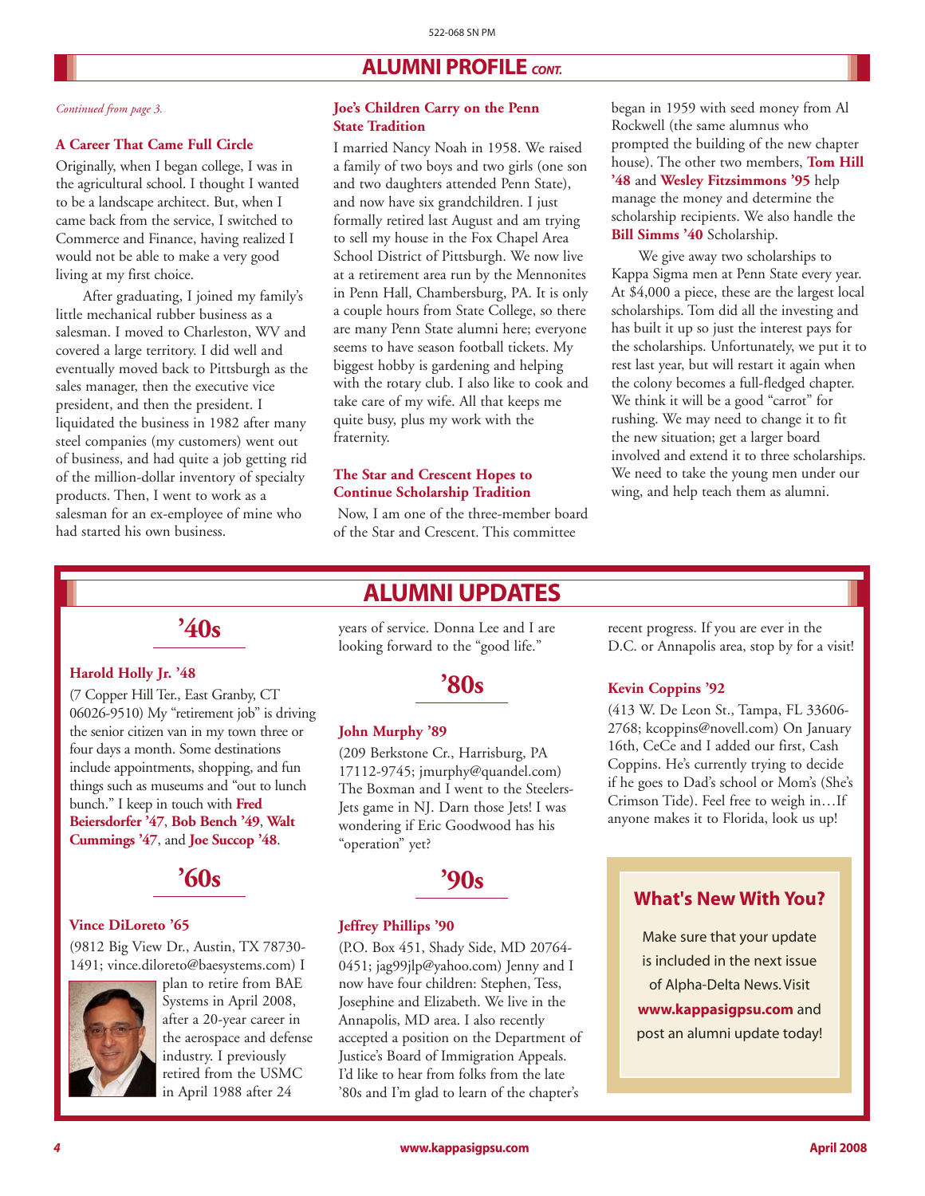## ALUMNI PROFILE *CONT.*

*Continued from page 3.*

### A Career That Came Full Circle

Originally, when I began college, I was in the agricultural school. I thought I wanted to be a landscape architect. But, when I came back from the service, I switched to Commerce and Finance, having realized I would not be able to make a very good living at my first choice.

After graduating, I joined my family's little mechanical rubber business as a salesman. I moved to Charleston, WV and covered a large territory. I did well and eventually moved back to Pittsburgh as the sales manager, then the executive vice president, and then the president. I liquidated the business in 1982 after many steel companies (my customers) went out of business, and had quite a job getting rid of the million-dollar inventory of specialty products. Then, I went to work as a salesman for an ex-employee of mine who had started his own business.

### Joe's Children Carry on the Penn State Tradition

I married Nancy Noah in 1958. We raised a family of two boys and two girls (one son and two daughters attended Penn State), and now have six grandchildren. I just formally retired last August and am trying to sell my house in the Fox Chapel Area School District of Pittsburgh. We now live at a retirement area run by the Mennonites in Penn Hall, Chambersburg, PA. It is only a couple hours from State College, so there are many Penn State alumni here; everyone seems to have season football tickets. My biggest hobby is gardening and helping with the rotary club. I also like to cook and take care of my wife. All that keeps me quite busy, plus my work with the fraternity.

### The Star and Crescent Hopes to Continue Scholarship Tradition

Now, I am one of the three-member board of the Star and Crescent. This committee began in 1959 with seed money from Al Rockwell (the same alumnus who prompted the building of the new chapter house). The other two members, **Tom Hill '48** and **Wesley Fitzsimmons '95** help manage the money and determine the scholarship recipients. We also handle the **Bill Simms '40** Scholarship.

We give away two scholarships to Kappa Sigma men at Penn State every year. At $4,000 a piece, these are the largest local scholarships. Tom did all the investing and has built it up so just the interest pays for the scholarships. Unfortunately, we put it to rest last year, but will restart it again when the colony becomes a full-fledged chapter. We think it will be a good "carrot" for rushing. We may need to change it to fit the new situation; get a larger board involved and extend it to three scholarships. We need to take the young men under our wing, and help teach them as alumni.

## ALUMNI UPDATES

### '40s

**Harold Holly Jr. '48**

(7 Copper Hill Ter., East Granby, CT 06026-9510) My "retirement job" is driving the senior citizen van in my town three or four days a month. Some destinations include appointments, shopping, and fun things such as museums and "out to lunch bunch." I keep in touch with **Fred Beiersdorfer '47**, **Bob Bench '49**, **Walt Cummings '47**, and **Joe Succop '48**.

### '60s

**Vince DiLoreto '65**

(9812 Big View Dr., Austin, TX 78730-1491; vince.diloreto@baesystems.com) I plan to retire from BAE Systems in April 2008, after a 20-year career in the aerospace and defense industry. I previously retired from the USMC in April 1988 after 24 years of service. Donna Lee and I are looking forward to the "good life."

### '80s

**John Murphy '89**

(209 Berkstone Cr., Harrisburg, PA 17112-9745; jmurphy@quandel.com) The Boxman and I went to the Steelers-Jets game in NJ. Darn those Jets! I was wondering if Eric Goodwood has his "operation" yet?

### '90s

**Jeffrey Phillips '90**

(P.O. Box 451, Shady Side, MD 20764-0451; jag99jlp@yahoo.com) Jenny and I now have four children: Stephen, Tess, Josephine and Elizabeth. We live in the Annapolis, MD area. I also recently accepted a position on the Department of Justice's Board of Immigration Appeals. I'd like to hear from folks from the late '80s and I'm glad to learn of the chapter's recent progress. If you are ever in the D.C. or Annapolis area, stop by for a visit!

**Kevin Coppins '92**

(413 W. De Leon St., Tampa, FL 33606-2768; kcoppins@novell.com) On January 16th, CeCe and I added our first, Cash Coppins. He's currently trying to decide if he goes to Dad's school or Mom's (She's Crimson Tide). Feel free to weigh in…If anyone makes it to Florida, look us up!

### What's New With You?

Make sure that your update is included in the next issue of Alpha-Delta News. Visit **www.kappasigpsu.com** and post an alumni update today!